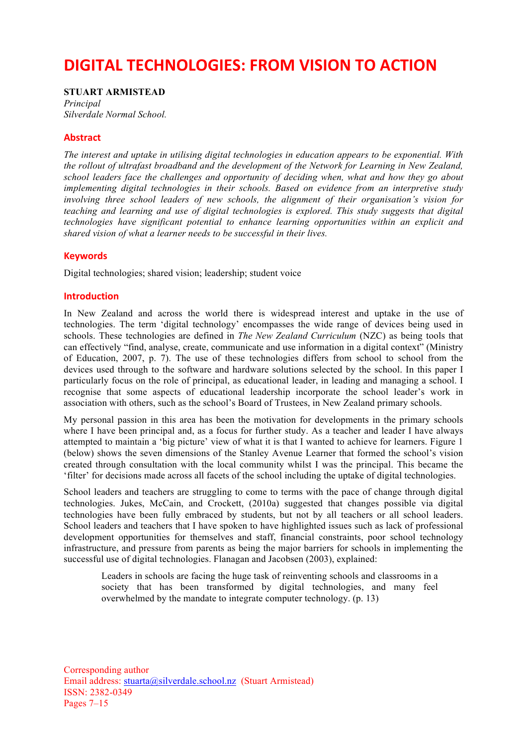# DIGITAL TECHNOLOGIES: FROM VISION TO ACTION

**STUART ARMISTEAD**
*Principal*
*Silverdale Normal School.*

## Abstract

*The interest and uptake in utilising digital technologies in education appears to be exponential. With the rollout of ultrafast broadband and the development of the Network for Learning in New Zealand, school leaders face the challenges and opportunity of deciding when, what and how they go about implementing digital technologies in their schools. Based on evidence from an interpretive study involving three school leaders of new schools, the alignment of their organisation's vision for teaching and learning and use of digital technologies is explored. This study suggests that digital technologies have significant potential to enhance learning opportunities within an explicit and shared vision of what a learner needs to be successful in their lives.*

## Keywords

Digital technologies; shared vision; leadership; student voice

## Introduction

In New Zealand and across the world there is widespread interest and uptake in the use of technologies. The term 'digital technology' encompasses the wide range of devices being used in schools. These technologies are defined in *The New Zealand Curriculum* (NZC) as being tools that can effectively "find, analyse, create, communicate and use information in a digital context" (Ministry of Education, 2007, p. 7). The use of these technologies differs from school to school from the devices used through to the software and hardware solutions selected by the school. In this paper I particularly focus on the role of principal, as educational leader, in leading and managing a school. I recognise that some aspects of educational leadership incorporate the school leader's work in association with others, such as the school's Board of Trustees, in New Zealand primary schools.

My personal passion in this area has been the motivation for developments in the primary schools where I have been principal and, as a focus for further study. As a teacher and leader I have always attempted to maintain a 'big picture' view of what it is that I wanted to achieve for learners. Figure 1 (below) shows the seven dimensions of the Stanley Avenue Learner that formed the school's vision created through consultation with the local community whilst I was the principal. This became the 'filter' for decisions made across all facets of the school including the uptake of digital technologies.

School leaders and teachers are struggling to come to terms with the pace of change through digital technologies. Jukes, McCain, and Crockett, (2010a) suggested that changes possible via digital technologies have been fully embraced by students, but not by all teachers or all school leaders. School leaders and teachers that I have spoken to have highlighted issues such as lack of professional development opportunities for themselves and staff, financial constraints, poor school technology infrastructure, and pressure from parents as being the major barriers for schools in implementing the successful use of digital technologies. Flanagan and Jacobsen (2003), explained:

> Leaders in schools are facing the huge task of reinventing schools and classrooms in a society that has been transformed by digital technologies, and many feel overwhelmed by the mandate to integrate computer technology. (p. 13)

Corresponding author
Email address: stuarta@silverdale.school.nz (Stuart Armistead)
ISSN: 2382-0349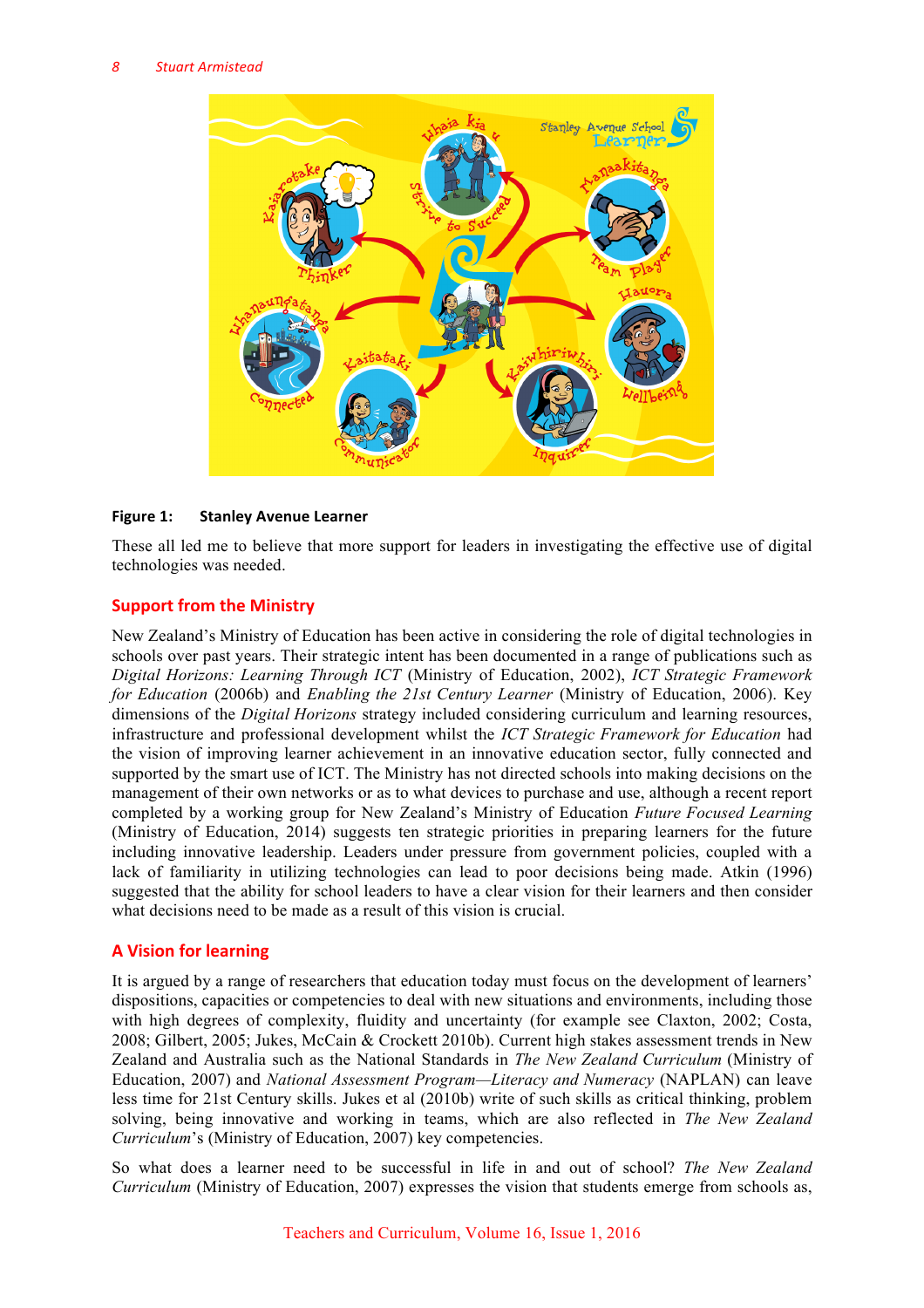**Figure 1: Stanley Avenue Learner**

These all led me to believe that more support for leaders in investigating the effective use of digital technologies was needed.

## Support from the Ministry

New Zealand's Ministry of Education has been active in considering the role of digital technologies in schools over past years. Their strategic intent has been documented in a range of publications such as *Digital Horizons: Learning Through ICT* (Ministry of Education, 2002), *ICT Strategic Framework for Education* (2006b) and *Enabling the 21st Century Learner* (Ministry of Education, 2006). Key dimensions of the *Digital Horizons* strategy included considering curriculum and learning resources, infrastructure and professional development whilst the *ICT Strategic Framework for Education* had the vision of improving learner achievement in an innovative education sector, fully connected and supported by the smart use of ICT. The Ministry has not directed schools into making decisions on the management of their own networks or as to what devices to purchase and use, although a recent report completed by a working group for New Zealand's Ministry of Education *Future Focused Learning* (Ministry of Education, 2014) suggests ten strategic priorities in preparing learners for the future including innovative leadership. Leaders under pressure from government policies, coupled with a lack of familiarity in utilizing technologies can lead to poor decisions being made. Atkin (1996) suggested that the ability for school leaders to have a clear vision for their learners and then consider what decisions need to be made as a result of this vision is crucial.

## A Vision for learning

It is argued by a range of researchers that education today must focus on the development of learners' dispositions, capacities or competencies to deal with new situations and environments, including those with high degrees of complexity, fluidity and uncertainty (for example see Claxton, 2002; Costa, 2008; Gilbert, 2005; Jukes, McCain & Crockett 2010b). Current high stakes assessment trends in New Zealand and Australia such as the National Standards in *The New Zealand Curriculum* (Ministry of Education, 2007) and *National Assessment Program—Literacy and Numeracy* (NAPLAN) can leave less time for 21st Century skills. Jukes et al (2010b) write of such skills as critical thinking, problem solving, being innovative and working in teams, which are also reflected in *The New Zealand Curriculum*'s (Ministry of Education, 2007) key competencies.

So what does a learner need to be successful in life in and out of school? *The New Zealand Curriculum* (Ministry of Education, 2007) expresses the vision that students emerge from schools as,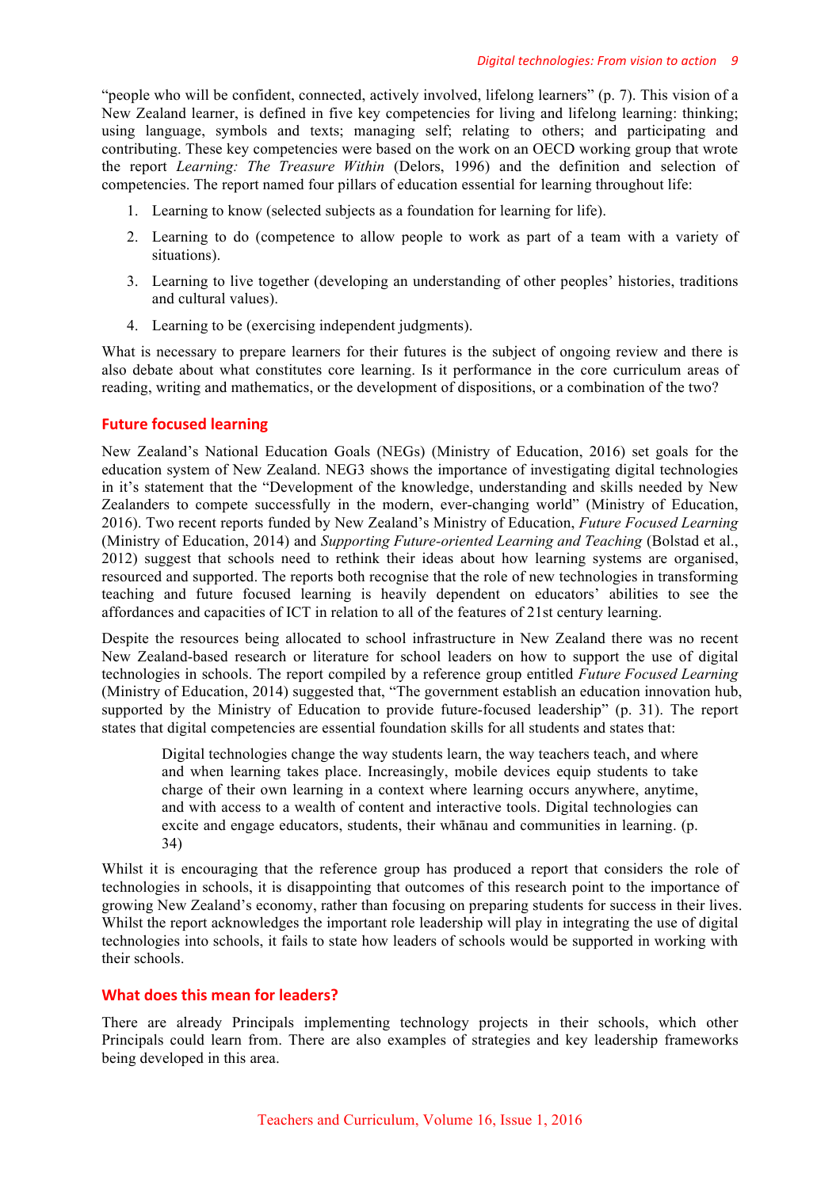"people who will be confident, connected, actively involved, lifelong learners" (p. 7). This vision of a New Zealand learner, is defined in five key competencies for living and lifelong learning: thinking; using language, symbols and texts; managing self; relating to others; and participating and contributing. These key competencies were based on the work on an OECD working group that wrote the report *Learning: The Treasure Within* (Delors, 1996) and the definition and selection of competencies. The report named four pillars of education essential for learning throughout life:

1. Learning to know (selected subjects as a foundation for learning for life).
2. Learning to do (competence to allow people to work as part of a team with a variety of situations).
3. Learning to live together (developing an understanding of other peoples' histories, traditions and cultural values).
4. Learning to be (exercising independent judgments).

What is necessary to prepare learners for their futures is the subject of ongoing review and there is also debate about what constitutes core learning. Is it performance in the core curriculum areas of reading, writing and mathematics, or the development of dispositions, or a combination of the two?

## Future focused learning

New Zealand's National Education Goals (NEGs) (Ministry of Education, 2016) set goals for the education system of New Zealand. NEG3 shows the importance of investigating digital technologies in it's statement that the "Development of the knowledge, understanding and skills needed by New Zealanders to compete successfully in the modern, ever-changing world" (Ministry of Education, 2016). Two recent reports funded by New Zealand's Ministry of Education, *Future Focused Learning* (Ministry of Education, 2014) and *Supporting Future-oriented Learning and Teaching* (Bolstad et al., 2012) suggest that schools need to rethink their ideas about how learning systems are organised, resourced and supported. The reports both recognise that the role of new technologies in transforming teaching and future focused learning is heavily dependent on educators' abilities to see the affordances and capacities of ICT in relation to all of the features of 21st century learning.

Despite the resources being allocated to school infrastructure in New Zealand there was no recent New Zealand-based research or literature for school leaders on how to support the use of digital technologies in schools. The report compiled by a reference group entitled *Future Focused Learning* (Ministry of Education, 2014) suggested that, "The government establish an education innovation hub, supported by the Ministry of Education to provide future-focused leadership" (p. 31). The report states that digital competencies are essential foundation skills for all students and states that:

> Digital technologies change the way students learn, the way teachers teach, and where and when learning takes place. Increasingly, mobile devices equip students to take charge of their own learning in a context where learning occurs anywhere, anytime, and with access to a wealth of content and interactive tools. Digital technologies can excite and engage educators, students, their whānau and communities in learning. (p. 34)

Whilst it is encouraging that the reference group has produced a report that considers the role of technologies in schools, it is disappointing that outcomes of this research point to the importance of growing New Zealand's economy, rather than focusing on preparing students for success in their lives. Whilst the report acknowledges the important role leadership will play in integrating the use of digital technologies into schools, it fails to state how leaders of schools would be supported in working with their schools.

## What does this mean for leaders?

There are already Principals implementing technology projects in their schools, which other Principals could learn from. There are also examples of strategies and key leadership frameworks being developed in this area.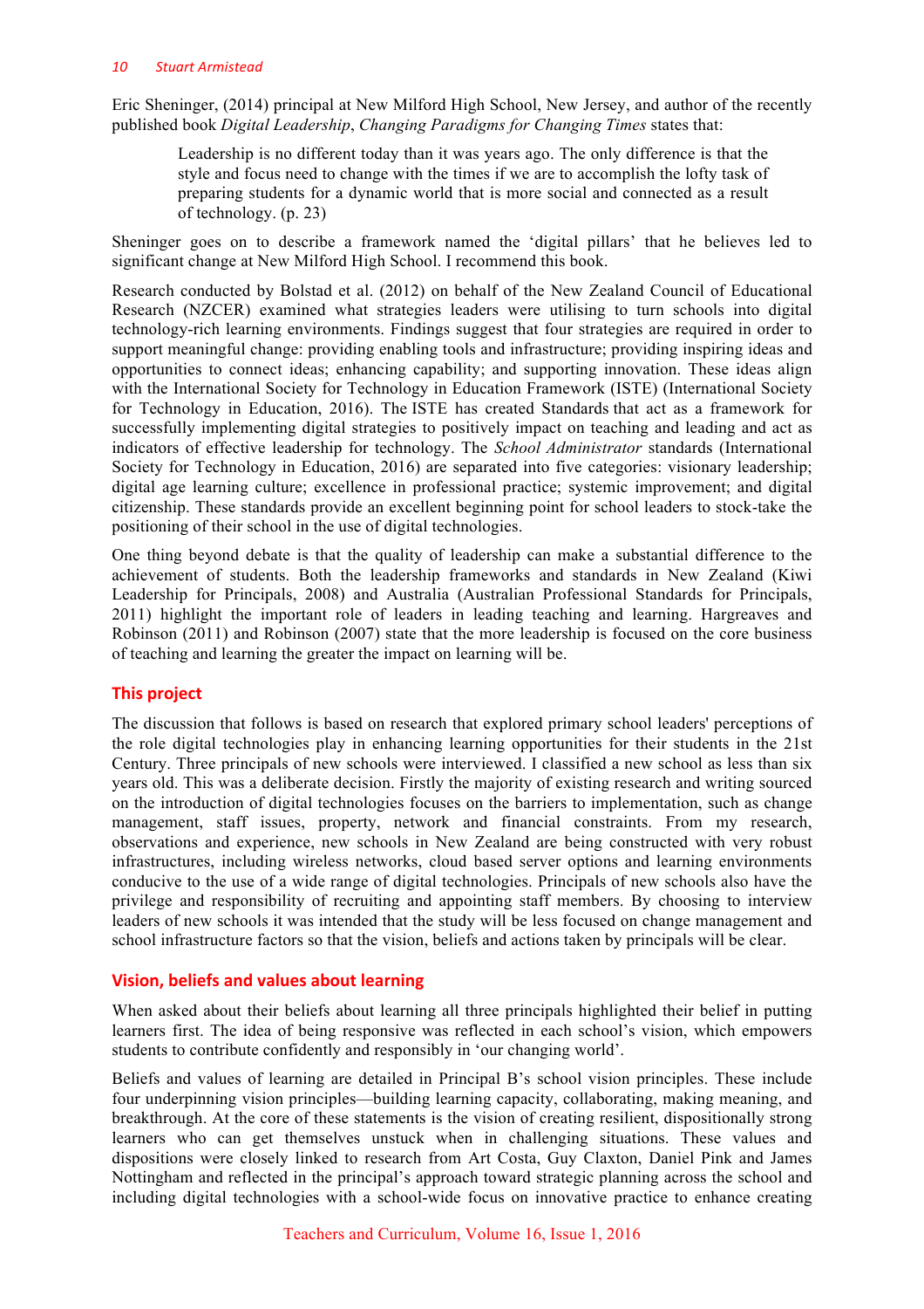Eric Sheninger, (2014) principal at New Milford High School, New Jersey, and author of the recently published book *Digital Leadership*, *Changing Paradigms for Changing Times* states that:

> Leadership is no different today than it was years ago. The only difference is that the style and focus need to change with the times if we are to accomplish the lofty task of preparing students for a dynamic world that is more social and connected as a result of technology. (p. 23)

Sheninger goes on to describe a framework named the 'digital pillars' that he believes led to significant change at New Milford High School. I recommend this book.

Research conducted by Bolstad et al. (2012) on behalf of the New Zealand Council of Educational Research (NZCER) examined what strategies leaders were utilising to turn schools into digital technology-rich learning environments. Findings suggest that four strategies are required in order to support meaningful change: providing enabling tools and infrastructure; providing inspiring ideas and opportunities to connect ideas; enhancing capability; and supporting innovation. These ideas align with the International Society for Technology in Education Framework (ISTE) (International Society for Technology in Education, 2016). The ISTE has created Standards that act as a framework for successfully implementing digital strategies to positively impact on teaching and leading and act as indicators of effective leadership for technology. The *School Administrator* standards (International Society for Technology in Education, 2016) are separated into five categories: visionary leadership; digital age learning culture; excellence in professional practice; systemic improvement; and digital citizenship. These standards provide an excellent beginning point for school leaders to stock-take the positioning of their school in the use of digital technologies.

One thing beyond debate is that the quality of leadership can make a substantial difference to the achievement of students. Both the leadership frameworks and standards in New Zealand (Kiwi Leadership for Principals, 2008) and Australia (Australian Professional Standards for Principals, 2011) highlight the important role of leaders in leading teaching and learning. Hargreaves and Robinson (2011) and Robinson (2007) state that the more leadership is focused on the core business of teaching and learning the greater the impact on learning will be.

## This project

The discussion that follows is based on research that explored primary school leaders' perceptions of the role digital technologies play in enhancing learning opportunities for their students in the 21st Century. Three principals of new schools were interviewed. I classified a new school as less than six years old. This was a deliberate decision. Firstly the majority of existing research and writing sourced on the introduction of digital technologies focuses on the barriers to implementation, such as change management, staff issues, property, network and financial constraints. From my research, observations and experience, new schools in New Zealand are being constructed with very robust infrastructures, including wireless networks, cloud based server options and learning environments conducive to the use of a wide range of digital technologies. Principals of new schools also have the privilege and responsibility of recruiting and appointing staff members. By choosing to interview leaders of new schools it was intended that the study will be less focused on change management and school infrastructure factors so that the vision, beliefs and actions taken by principals will be clear.

## Vision, beliefs and values about learning

When asked about their beliefs about learning all three principals highlighted their belief in putting learners first. The idea of being responsive was reflected in each school's vision, which empowers students to contribute confidently and responsibly in 'our changing world'.

Beliefs and values of learning are detailed in Principal B's school vision principles. These include four underpinning vision principles—building learning capacity, collaborating, making meaning, and breakthrough. At the core of these statements is the vision of creating resilient, dispositionally strong learners who can get themselves unstuck when in challenging situations. These values and dispositions were closely linked to research from Art Costa, Guy Claxton, Daniel Pink and James Nottingham and reflected in the principal's approach toward strategic planning across the school and including digital technologies with a school-wide focus on innovative practice to enhance creating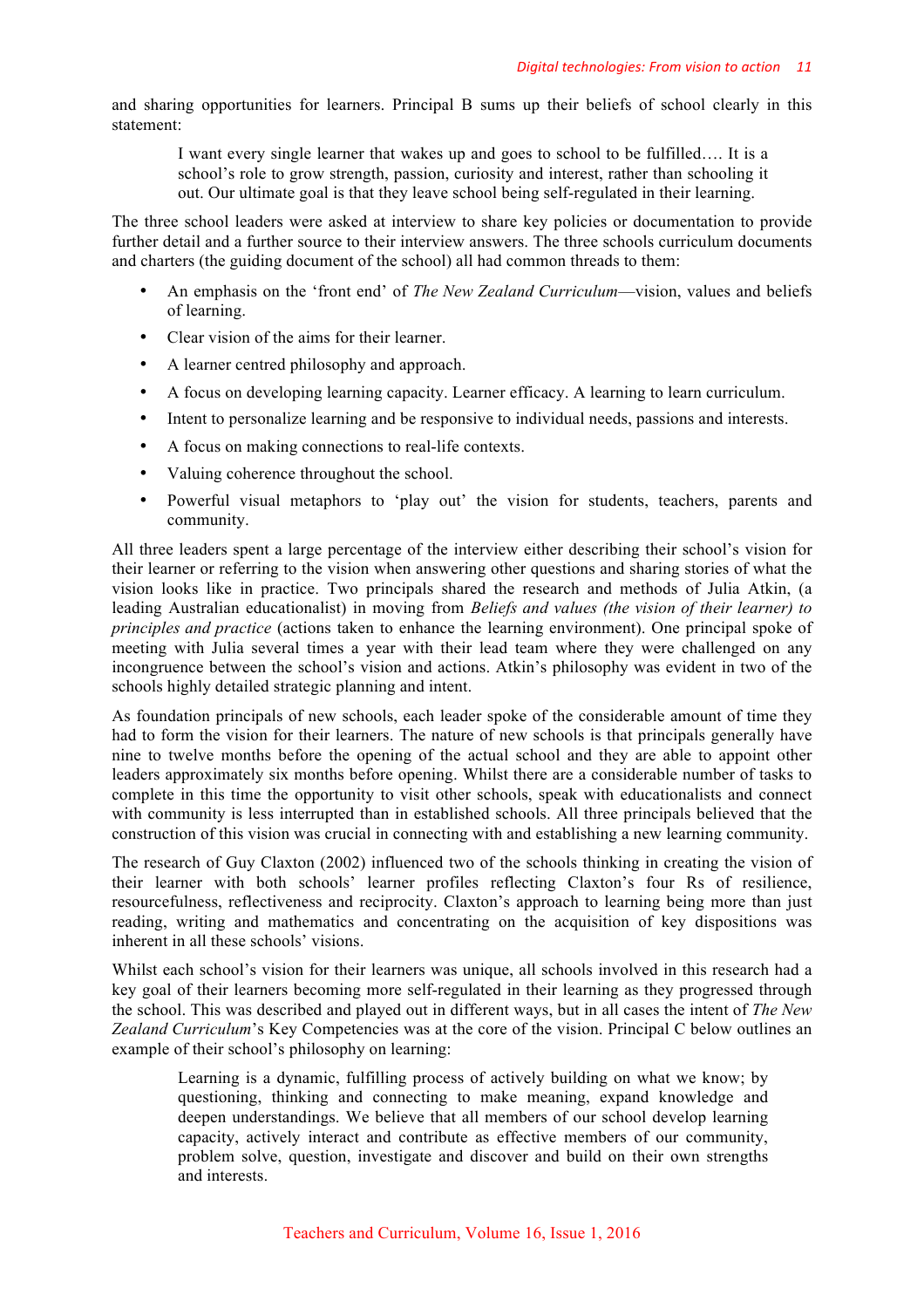and sharing opportunities for learners. Principal B sums up their beliefs of school clearly in this statement:

> I want every single learner that wakes up and goes to school to be fulfilled…. It is a school's role to grow strength, passion, curiosity and interest, rather than schooling it out. Our ultimate goal is that they leave school being self-regulated in their learning.

The three school leaders were asked at interview to share key policies or documentation to provide further detail and a further source to their interview answers. The three schools curriculum documents and charters (the guiding document of the school) all had common threads to them:

- An emphasis on the 'front end' of *The New Zealand Curriculum*—vision, values and beliefs of learning.
- Clear vision of the aims for their learner.
- A learner centred philosophy and approach.
- A focus on developing learning capacity. Learner efficacy. A learning to learn curriculum.
- Intent to personalize learning and be responsive to individual needs, passions and interests.
- A focus on making connections to real-life contexts.
- Valuing coherence throughout the school.
- Powerful visual metaphors to 'play out' the vision for students, teachers, parents and community.

All three leaders spent a large percentage of the interview either describing their school's vision for their learner or referring to the vision when answering other questions and sharing stories of what the vision looks like in practice. Two principals shared the research and methods of Julia Atkin, (a leading Australian educationalist) in moving from *Beliefs and values (the vision of their learner) to principles and practice* (actions taken to enhance the learning environment). One principal spoke of meeting with Julia several times a year with their lead team where they were challenged on any incongruence between the school's vision and actions. Atkin's philosophy was evident in two of the schools highly detailed strategic planning and intent.

As foundation principals of new schools, each leader spoke of the considerable amount of time they had to form the vision for their learners. The nature of new schools is that principals generally have nine to twelve months before the opening of the actual school and they are able to appoint other leaders approximately six months before opening. Whilst there are a considerable number of tasks to complete in this time the opportunity to visit other schools, speak with educationalists and connect with community is less interrupted than in established schools. All three principals believed that the construction of this vision was crucial in connecting with and establishing a new learning community.

The research of Guy Claxton (2002) influenced two of the schools thinking in creating the vision of their learner with both schools' learner profiles reflecting Claxton's four Rs of resilience, resourcefulness, reflectiveness and reciprocity. Claxton's approach to learning being more than just reading, writing and mathematics and concentrating on the acquisition of key dispositions was inherent in all these schools' visions.

Whilst each school's vision for their learners was unique, all schools involved in this research had a key goal of their learners becoming more self-regulated in their learning as they progressed through the school. This was described and played out in different ways, but in all cases the intent of *The New Zealand Curriculum*'s Key Competencies was at the core of the vision. Principal C below outlines an example of their school's philosophy on learning:

> Learning is a dynamic, fulfilling process of actively building on what we know; by questioning, thinking and connecting to make meaning, expand knowledge and deepen understandings. We believe that all members of our school develop learning capacity, actively interact and contribute as effective members of our community, problem solve, question, investigate and discover and build on their own strengths and interests.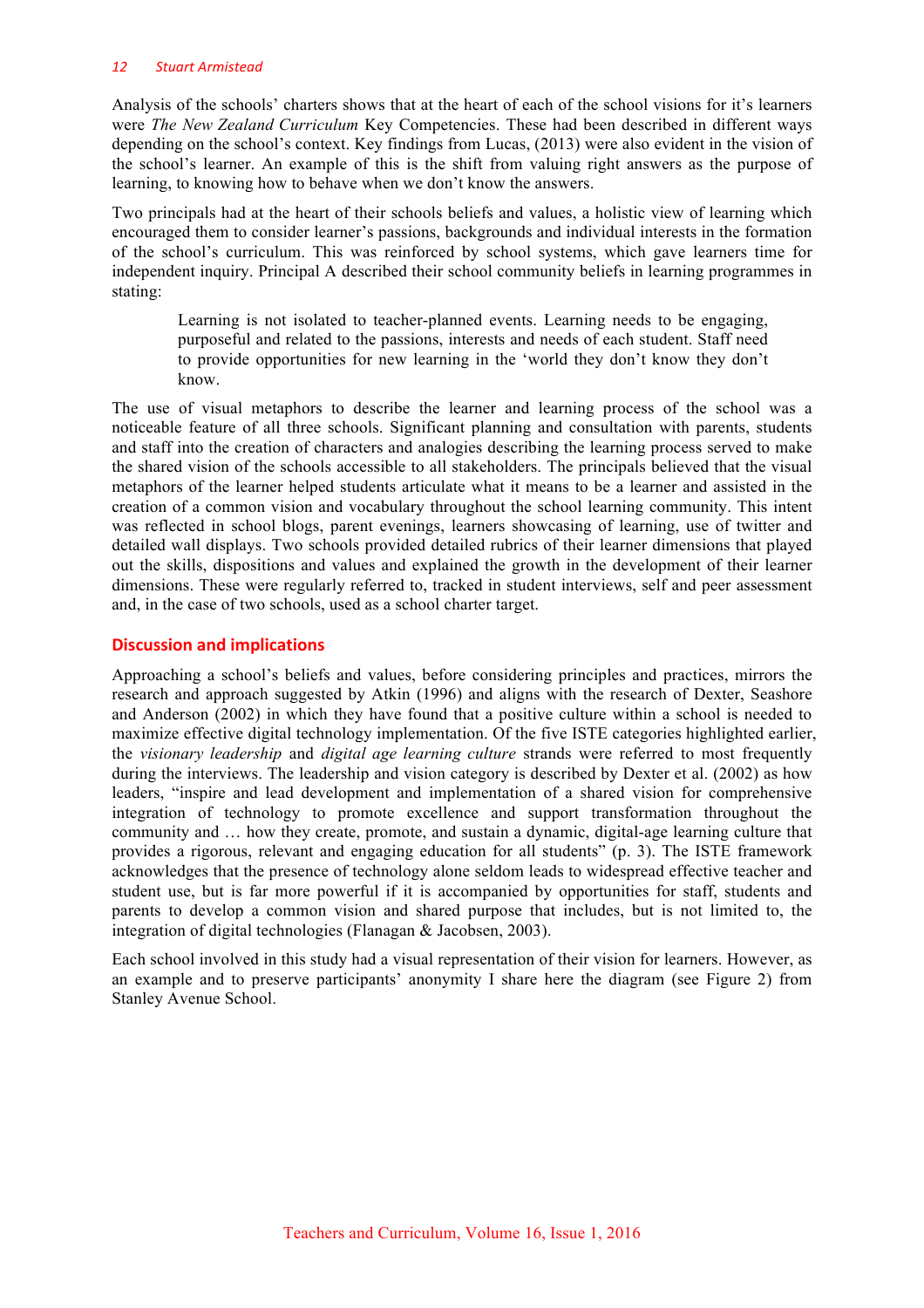Analysis of the schools' charters shows that at the heart of each of the school visions for it's learners were *The New Zealand Curriculum* Key Competencies. These had been described in different ways depending on the school's context. Key findings from Lucas, (2013) were also evident in the vision of the school's learner. An example of this is the shift from valuing right answers as the purpose of learning, to knowing how to behave when we don't know the answers.

Two principals had at the heart of their schools beliefs and values, a holistic view of learning which encouraged them to consider learner's passions, backgrounds and individual interests in the formation of the school's curriculum. This was reinforced by school systems, which gave learners time for independent inquiry. Principal A described their school community beliefs in learning programmes in stating:

> Learning is not isolated to teacher-planned events. Learning needs to be engaging, purposeful and related to the passions, interests and needs of each student. Staff need to provide opportunities for new learning in the 'world they don't know they don't know.

The use of visual metaphors to describe the learner and learning process of the school was a noticeable feature of all three schools. Significant planning and consultation with parents, students and staff into the creation of characters and analogies describing the learning process served to make the shared vision of the schools accessible to all stakeholders. The principals believed that the visual metaphors of the learner helped students articulate what it means to be a learner and assisted in the creation of a common vision and vocabulary throughout the school learning community. This intent was reflected in school blogs, parent evenings, learners showcasing of learning, use of twitter and detailed wall displays. Two schools provided detailed rubrics of their learner dimensions that played out the skills, dispositions and values and explained the growth in the development of their learner dimensions. These were regularly referred to, tracked in student interviews, self and peer assessment and, in the case of two schools, used as a school charter target.

## Discussion and implications

Approaching a school's beliefs and values, before considering principles and practices, mirrors the research and approach suggested by Atkin (1996) and aligns with the research of Dexter, Seashore and Anderson (2002) in which they have found that a positive culture within a school is needed to maximize effective digital technology implementation. Of the five ISTE categories highlighted earlier, the *visionary leadership* and *digital age learning culture* strands were referred to most frequently during the interviews. The leadership and vision category is described by Dexter et al. (2002) as how leaders, "inspire and lead development and implementation of a shared vision for comprehensive integration of technology to promote excellence and support transformation throughout the community and … how they create, promote, and sustain a dynamic, digital-age learning culture that provides a rigorous, relevant and engaging education for all students" (p. 3). The ISTE framework acknowledges that the presence of technology alone seldom leads to widespread effective teacher and student use, but is far more powerful if it is accompanied by opportunities for staff, students and parents to develop a common vision and shared purpose that includes, but is not limited to, the integration of digital technologies (Flanagan & Jacobsen, 2003).

Each school involved in this study had a visual representation of their vision for learners. However, as an example and to preserve participants' anonymity I share here the diagram (see Figure 2) from Stanley Avenue School.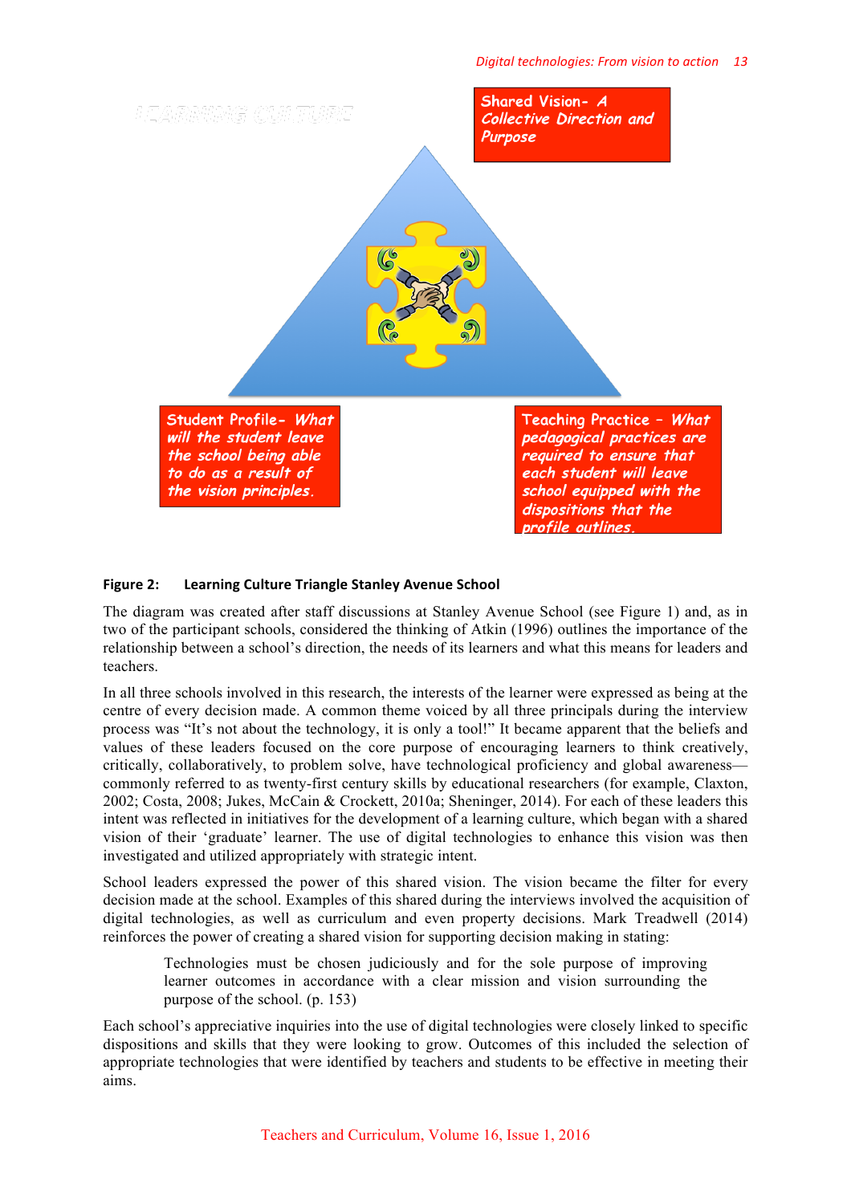LEARNING CULTURE

Shared Vision- A Collective Direction and Purpose

Student Profile- What will the student leave the school being able to do as a result of the vision principles.

Teaching Practice – What pedagogical practices are required to ensure that each student will leave school equipped with the dispositions that the profile outlines.

**Figure 2: Learning Culture Triangle Stanley Avenue School**

The diagram was created after staff discussions at Stanley Avenue School (see Figure 1) and, as in two of the participant schools, considered the thinking of Atkin (1996) outlines the importance of the relationship between a school's direction, the needs of its learners and what this means for leaders and teachers.

In all three schools involved in this research, the interests of the learner were expressed as being at the centre of every decision made. A common theme voiced by all three principals during the interview process was "It's not about the technology, it is only a tool!" It became apparent that the beliefs and values of these leaders focused on the core purpose of encouraging learners to think creatively, critically, collaboratively, to problem solve, have technological proficiency and global awareness—commonly referred to as twenty-first century skills by educational researchers (for example, Claxton, 2002; Costa, 2008; Jukes, McCain & Crockett, 2010a; Sheninger, 2014). For each of these leaders this intent was reflected in initiatives for the development of a learning culture, which began with a shared vision of their 'graduate' learner. The use of digital technologies to enhance this vision was then investigated and utilized appropriately with strategic intent.

School leaders expressed the power of this shared vision. The vision became the filter for every decision made at the school. Examples of this shared during the interviews involved the acquisition of digital technologies, as well as curriculum and even property decisions. Mark Treadwell (2014) reinforces the power of creating a shared vision for supporting decision making in stating:

> Technologies must be chosen judiciously and for the sole purpose of improving learner outcomes in accordance with a clear mission and vision surrounding the purpose of the school. (p. 153)

Each school's appreciative inquiries into the use of digital technologies were closely linked to specific dispositions and skills that they were looking to grow. Outcomes of this included the selection of appropriate technologies that were identified by teachers and students to be effective in meeting their aims.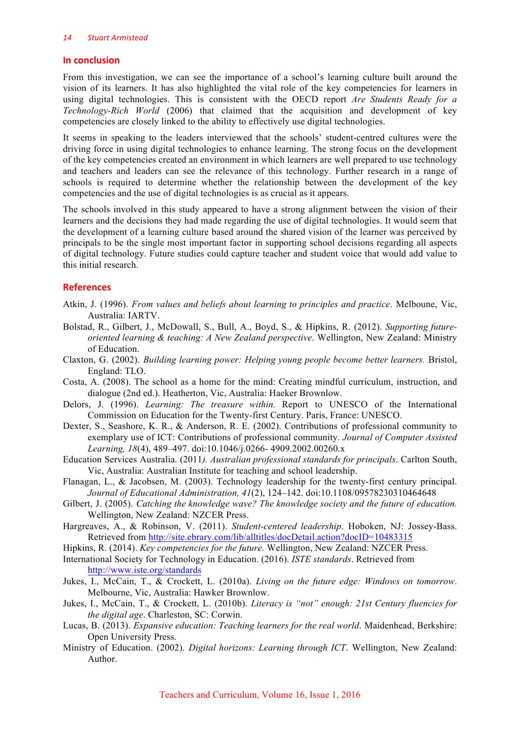## In conclusion

From this investigation, we can see the importance of a school's learning culture built around the vision of its learners. It has also highlighted the vital role of the key competencies for learners in using digital technologies. This is consistent with the OECD report *Are Students Ready for a Technology-Rich World* (2006) that claimed that the acquisition and development of key competencies are closely linked to the ability to effectively use digital technologies.

It seems in speaking to the leaders interviewed that the schools' student-centred cultures were the driving force in using digital technologies to enhance learning. The strong focus on the development of the key competencies created an environment in which learners are well prepared to use technology and teachers and leaders can see the relevance of this technology. Further research in a range of schools is required to determine whether the relationship between the development of the key competencies and the use of digital technologies is as crucial as it appears.

The schools involved in this study appeared to have a strong alignment between the vision of their learners and the decisions they had made regarding the use of digital technologies. It would seem that the development of a learning culture based around the shared vision of the learner was perceived by principals to be the single most important factor in supporting school decisions regarding all aspects of digital technology. Future studies could capture teacher and student voice that would add value to this initial research.

## References

Atkin, J. (1996). *From values and beliefs about learning to principles and practice*. Melboune, Vic, Australia: IARTV.

Bolstad, R., Gilbert, J., McDowall, S., Bull, A., Boyd, S., & Hipkins, R. (2012). *Supporting future-oriented learning & teaching: A New Zealand perspective*. Wellington, New Zealand: Ministry of Education.

Claxton, G. (2002). *Building learning power: Helping young people become better learners.* Bristol, England: TLO.

Costa, A. (2008). The school as a home for the mind: Creating mindful curriculum, instruction, and dialogue (2nd ed.). Heatherton, Vic, Australia: Haeker Brownlow.

Delors, J. (1996). *Learning: The treasure within.* Report to UNESCO of the International Commission on Education for the Twenty-first Century. Paris, France: UNESCO.

Dexter, S., Seashore, K. R., & Anderson, R. E. (2002). Contributions of professional community to exemplary use of ICT: Contributions of professional community. *Journal of Computer Assisted Learning, 18*(4), 489–497. doi:10.1046/j.0266- 4909.2002.00260.x

Education Services Australia. (2011*). Australian professional standards for principals*. Carlton South, Vic, Australia: Australian Institute for teaching and school leadership.

Flanagan, L., & Jacobsen, M. (2003). Technology leadership for the twenty-first century principal. *Journal of Educational Administration, 41*(2), 124–142. doi:10.1108/09578230310464648

Gilbert, J. (2005). *Catching the knowledge wave? The knowledge society and the future of education.* Wellington, New Zealand: NZCER Press.

Hargreaves, A., & Robinson, V. (2011). *Student-centered leadership*. Hoboken, NJ: Jossey-Bass. Retrieved from http://site.ebrary.com/lib/alltitles/docDetail.action?docID=10483315

Hipkins, R. (2014). *Key competencies for the future.* Wellington, New Zealand: NZCER Press.

International Society for Technology in Education. (2016). *ISTE standards*. Retrieved from http://www.iste.org/standards

Jukes, I., McCain, T., & Crockett, L. (2010a). *Living on the future edge: Windows on tomorrow*. Melbourne, Vic, Australia: Hawker Brownlow.

Jukes, I., McCain, T., & Crockett, L. (2010b). *Literacy is "not" enough: 21st Century fluencies for the digital age*. Charleston, SC: Corwin.

Lucas, B. (2013). *Expansive education: Teaching learners for the real world*. Maidenhead, Berkshire: Open University Press.

Ministry of Education. (2002). *Digital horizons: Learning through ICT*. Wellington, New Zealand: Author.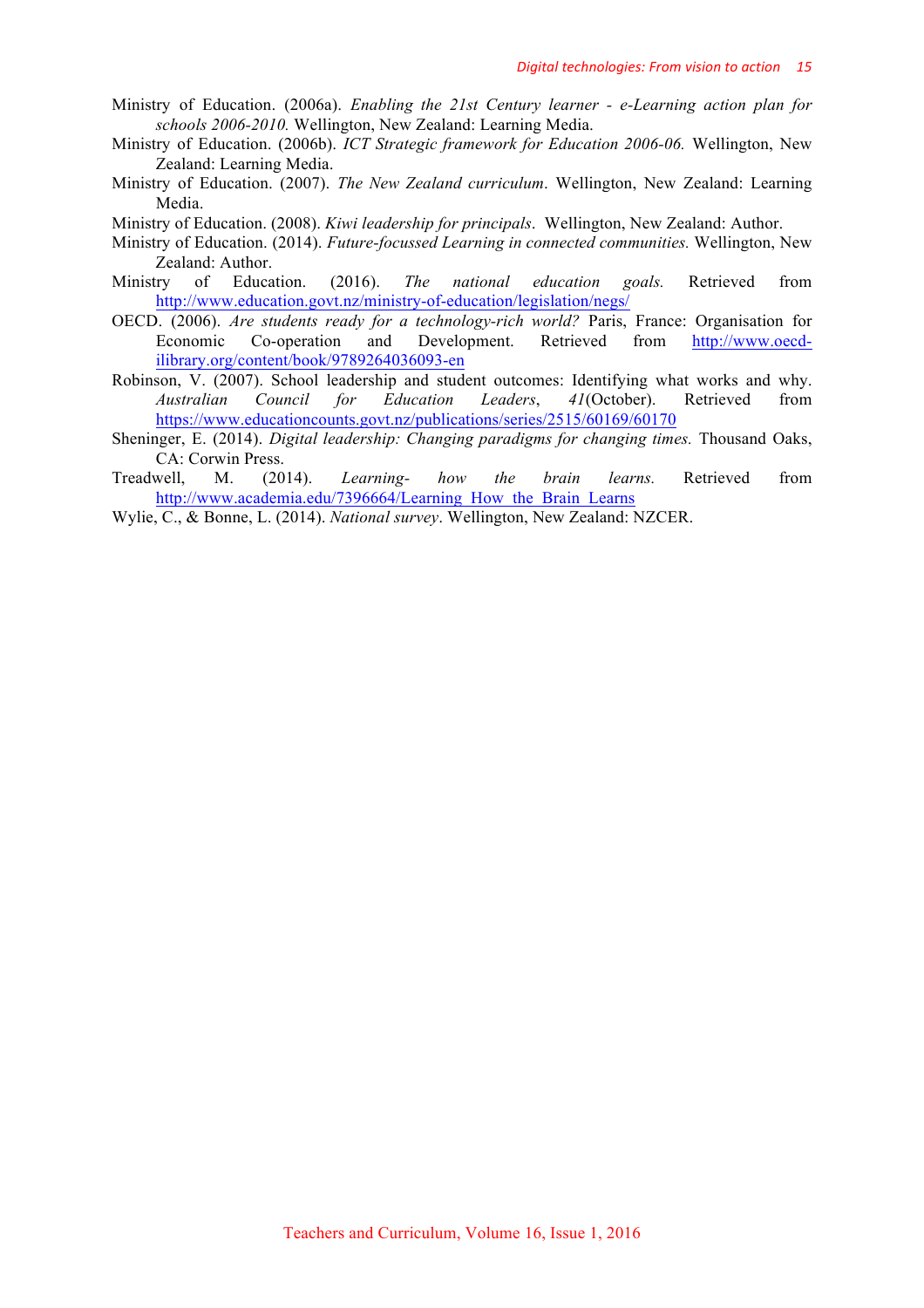Ministry of Education. (2006a). *Enabling the 21st Century learner - e-Learning action plan for schools 2006-2010.* Wellington, New Zealand: Learning Media.

Ministry of Education. (2006b). *ICT Strategic framework for Education 2006-06.* Wellington, New Zealand: Learning Media.

Ministry of Education. (2007). *The New Zealand curriculum*. Wellington, New Zealand: Learning Media.

Ministry of Education. (2008). *Kiwi leadership for principals*. Wellington, New Zealand: Author.

Ministry of Education. (2014). *Future-focussed Learning in connected communities.* Wellington, New Zealand: Author.

Ministry of Education. (2016). *The national education goals.* Retrieved from http://www.education.govt.nz/ministry-of-education/legislation/negs/

OECD. (2006). *Are students ready for a technology-rich world?* Paris, France: Organisation for Economic Co-operation and Development. Retrieved from http://www.oecd-ilibrary.org/content/book/9789264036093-en

Robinson, V. (2007). School leadership and student outcomes: Identifying what works and why. *Australian Council for Education Leaders*, *41*(October). Retrieved from https://www.educationcounts.govt.nz/publications/series/2515/60169/60170

Sheninger, E. (2014). *Digital leadership: Changing paradigms for changing times.* Thousand Oaks, CA: Corwin Press.

Treadwell, M. (2014). *Learning- how the brain learns.* Retrieved from http://www.academia.edu/7396664/Learning_How_the_Brain_Learns

Wylie, C., & Bonne, L. (2014). *National survey*. Wellington, New Zealand: NZCER.